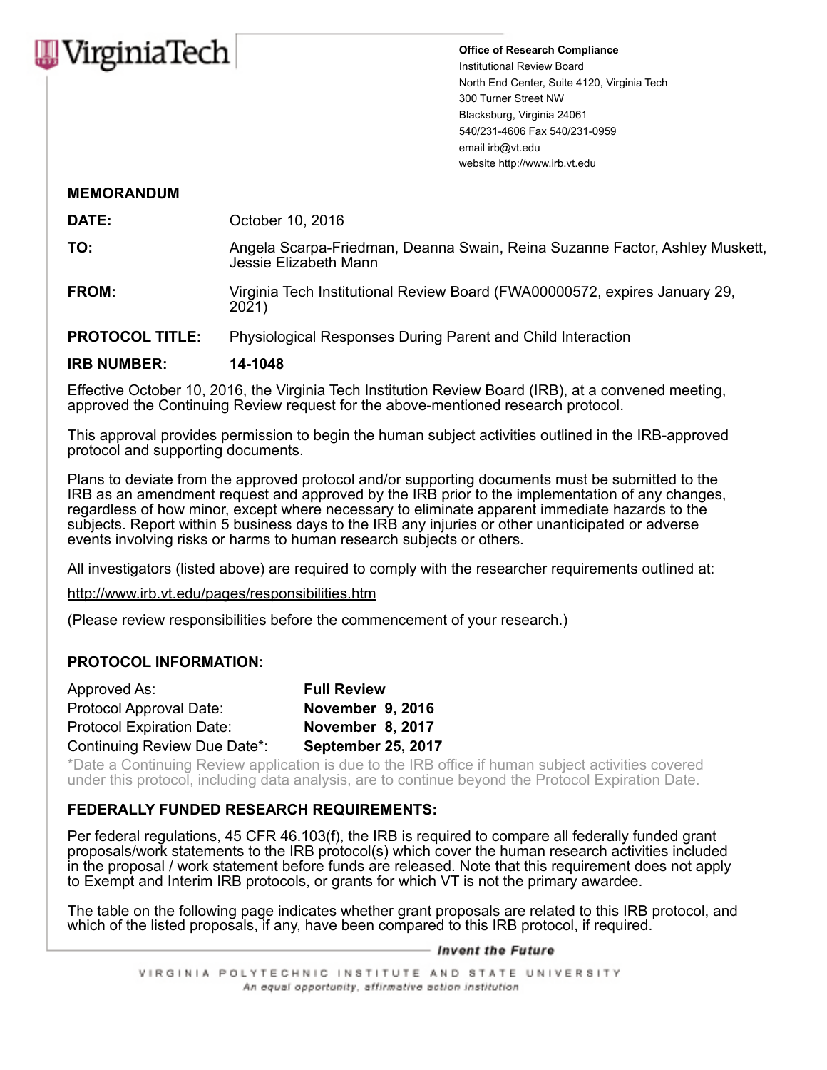VirginiaTech

**Office of Research Compliance**
Institutional Review Board
North End Center, Suite 4120, Virginia Tech
300 Turner Street NW
Blacksburg, Virginia 24061
540/231-4606 Fax 540/231-0959
email irb@vt.edu
website http://www.irb.vt.edu

**MEMORANDUM**

**DATE:** October 10, 2016

**TO:** Angela Scarpa-Friedman, Deanna Swain, Reina Suzanne Factor, Ashley Muskett, Jessie Elizabeth Mann

**FROM:** Virginia Tech Institutional Review Board (FWA00000572, expires January 29, 2021)

**PROTOCOL TITLE:** Physiological Responses During Parent and Child Interaction

**IRB NUMBER:** **14-1048**

Effective October 10, 2016, the Virginia Tech Institution Review Board (IRB), at a convened meeting, approved the Continuing Review request for the above-mentioned research protocol.

This approval provides permission to begin the human subject activities outlined in the IRB-approved protocol and supporting documents.

Plans to deviate from the approved protocol and/or supporting documents must be submitted to the IRB as an amendment request and approved by the IRB prior to the implementation of any changes, regardless of how minor, except where necessary to eliminate apparent immediate hazards to the subjects. Report within 5 business days to the IRB any injuries or other unanticipated or adverse events involving risks or harms to human research subjects or others.

All investigators (listed above) are required to comply with the researcher requirements outlined at:

http://www.irb.vt.edu/pages/responsibilities.htm

(Please review responsibilities before the commencement of your research.)

**PROTOCOL INFORMATION:**

| | |
|---|---|
| Approved As: | **Full Review** |
| Protocol Approval Date: | **November 9, 2016** |
| Protocol Expiration Date: | **November 8, 2017** |
| Continuing Review Due Date*: | **September 25, 2017** |

*Date a Continuing Review application is due to the IRB office if human subject activities covered under this protocol, including data analysis, are to continue beyond the Protocol Expiration Date.

**FEDERALLY FUNDED RESEARCH REQUIREMENTS:**

Per federal regulations, 45 CFR 46.103(f), the IRB is required to compare all federally funded grant proposals/work statements to the IRB protocol(s) which cover the human research activities included in the proposal / work statement before funds are released. Note that this requirement does not apply to Exempt and Interim IRB protocols, or grants for which VT is not the primary awardee.

The table on the following page indicates whether grant proposals are related to this IRB protocol, and which of the listed proposals, if any, have been compared to this IRB protocol, if required.

*Invent the Future*

VIRGINIA POLYTECHNIC INSTITUTE AND STATE UNIVERSITY
*An equal opportunity, affirmative action institution*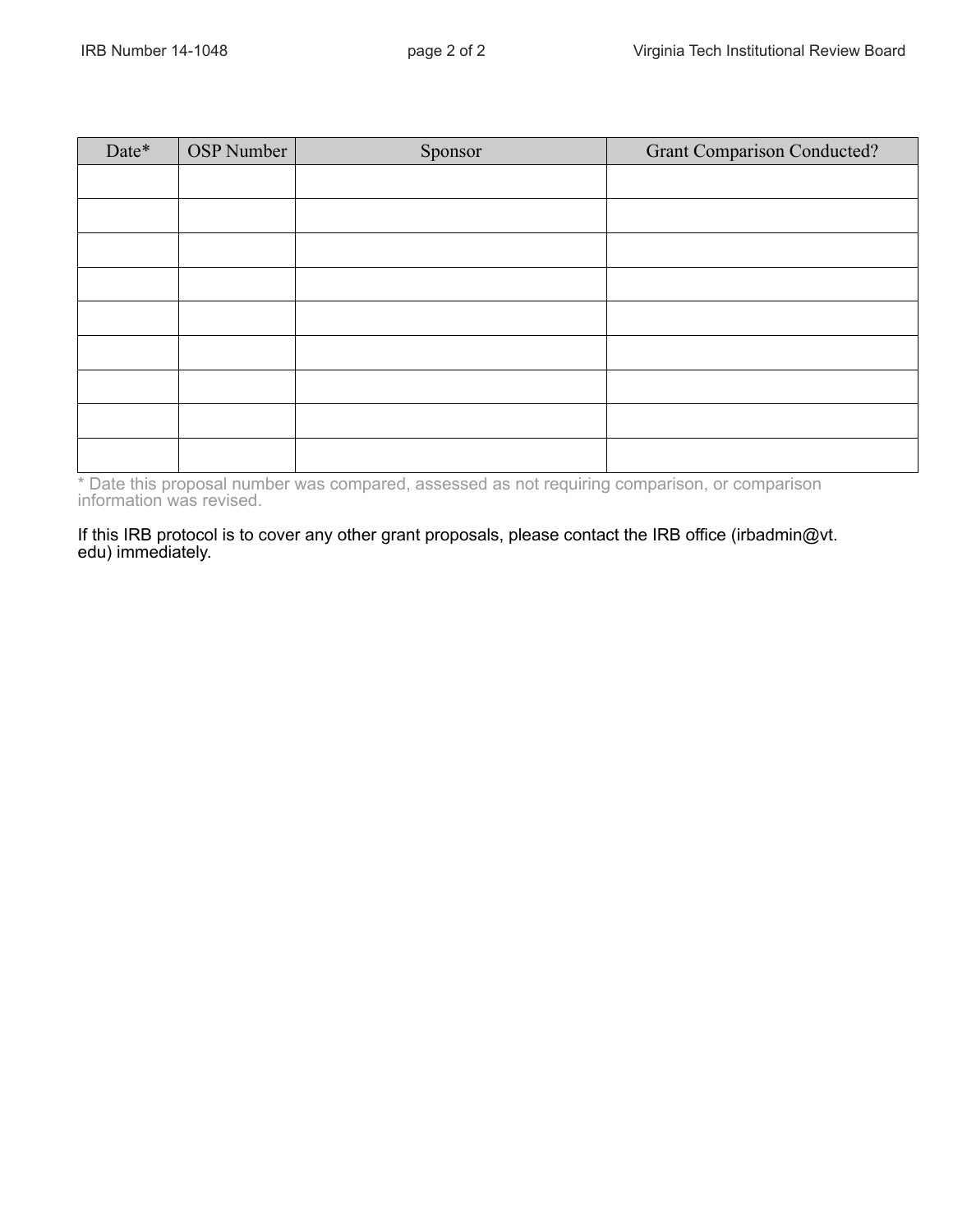| Date* | OSP Number | Sponsor | Grant Comparison Conducted? |
|---|---|---|---|
| | | | |
| | | | |
| | | | |
| | | | |
| | | | |
| | | | |
| | | | |
| | | | |
| | | | |

* Date this proposal number was compared, assessed as not requiring comparison, or comparison information was revised.

If this IRB protocol is to cover any other grant proposals, please contact the IRB office (irbadmin@vt.edu) immediately.